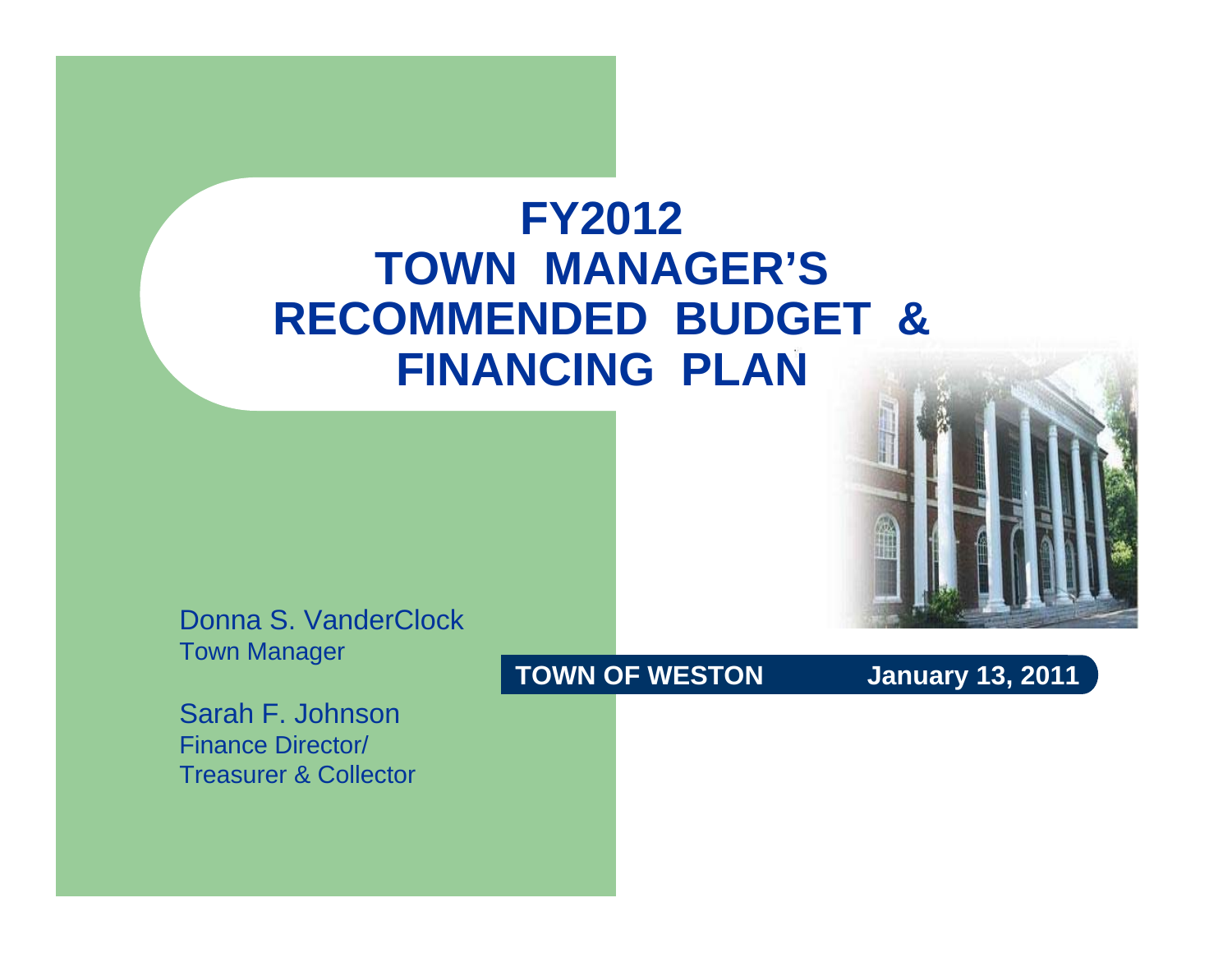# FY2012 TOWN MANAGER'S RECOMMENDED BUDGET & FINANCING PLAN

Donna S. VanderClock
Town Manager

Sarah F. Johnson
Finance Director/
Treasurer & Collector

**TOWN OF WESTON** **January 13, 2011**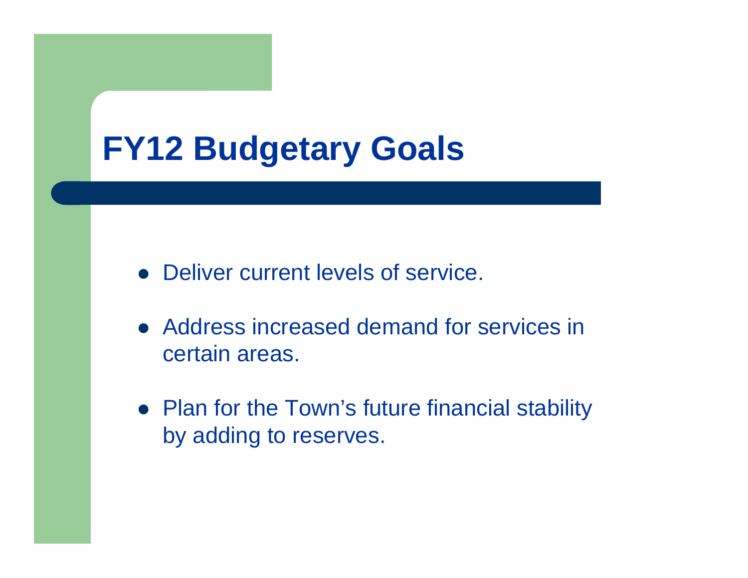# FY12 Budgetary Goals

- Deliver current levels of service.
- Address increased demand for services in certain areas.
- Plan for the Town's future financial stability by adding to reserves.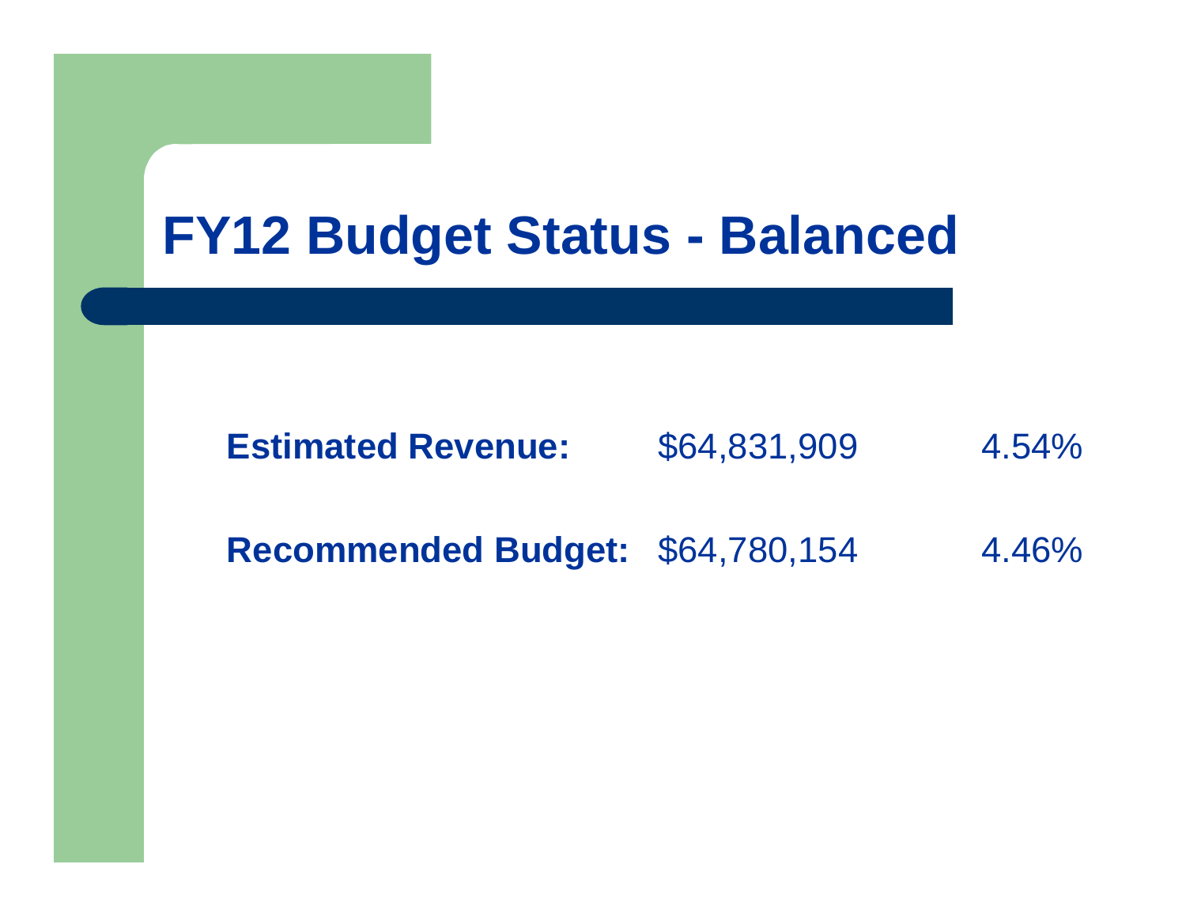# FY12 Budget Status - Balanced

| | | |
|---|---|---|
| **Estimated Revenue:** | $64,831,909 | 4.54% |
| **Recommended Budget:** | $64,780,154 | 4.46% |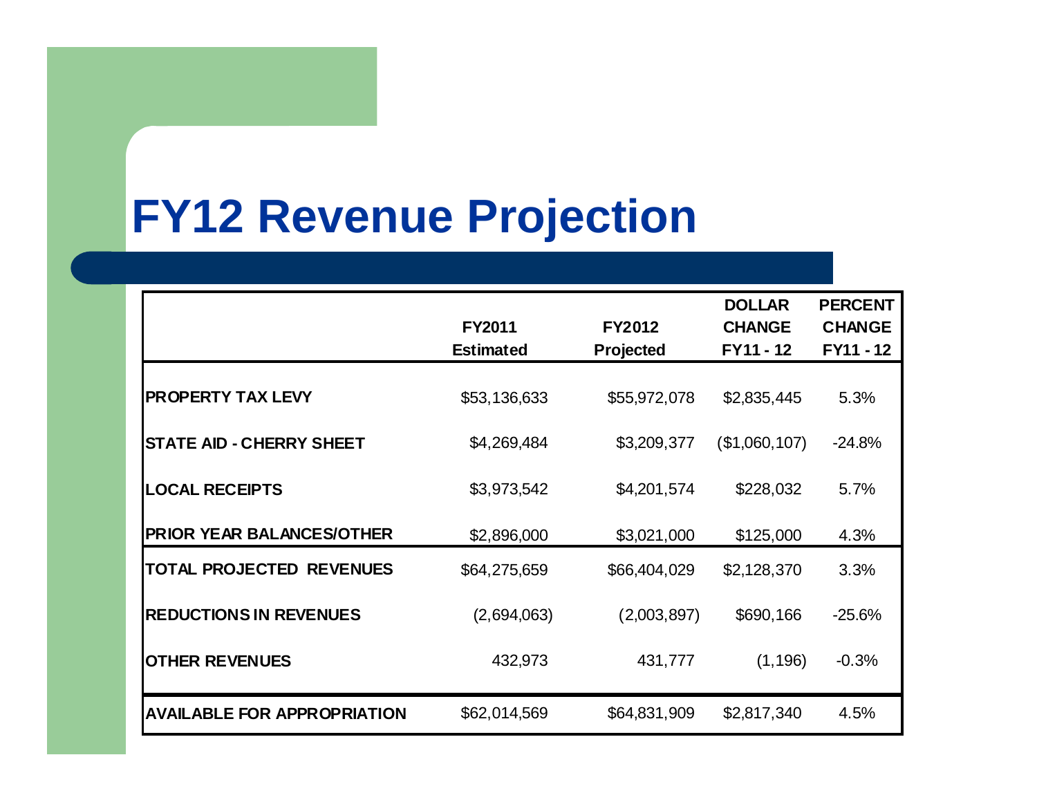# FY12 Revenue Projection

| | FY2011 Estimated | FY2012 Projected | DOLLAR CHANGE FY11 - 12 | PERCENT CHANGE FY11 - 12 |
|---|---|---|---|---|
| **PROPERTY TAX LEVY** | $53,136,633 | $55,972,078 | $2,835,445 | 5.3% |
| **STATE AID - CHERRY SHEET** | $4,269,484 | $3,209,377 | ($1,060,107) | -24.8% |
| **LOCAL RECEIPTS** | $3,973,542 | $4,201,574 | $228,032 | 5.7% |
| **PRIOR YEAR BALANCES/OTHER** | $2,896,000 | $3,021,000 | $125,000 | 4.3% |
| **TOTAL PROJECTED REVENUES** | $64,275,659 | $66,404,029 | $2,128,370 | 3.3% |
| **REDUCTIONS IN REVENUES** | (2,694,063) | (2,003,897) | $690,166 | -25.6% |
| **OTHER REVENUES** | 432,973 | 431,777 | (1,196) | -0.3% |
| **AVAILABLE FOR APPROPRIATION** | $62,014,569 | $64,831,909 | $2,817,340 | 4.5% |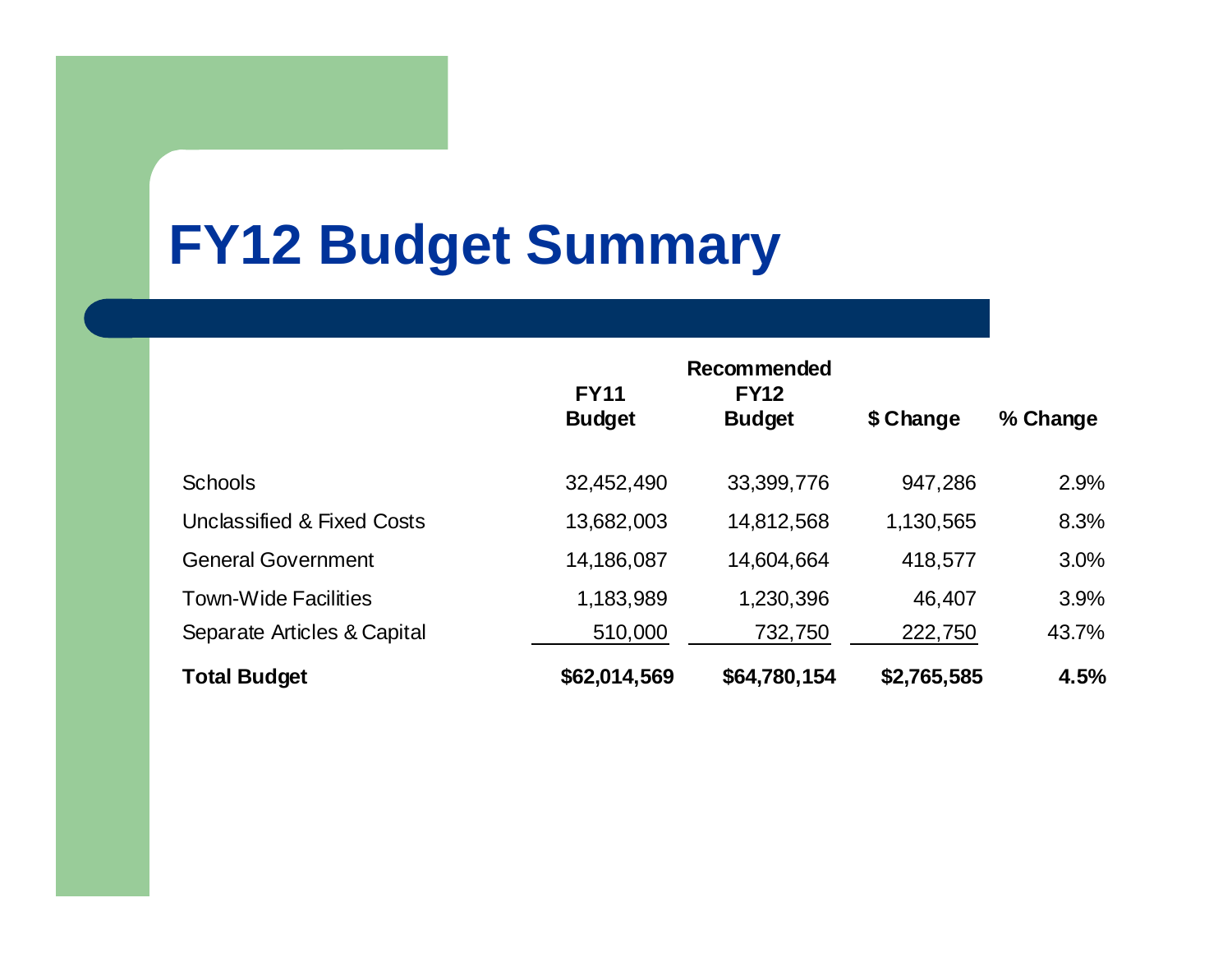# FY12 Budget Summary

| | FY11 Budget | Recommended FY12 Budget | $ Change | % Change |
|---|---|---|---|---|
| Schools | 32,452,490 | 33,399,776 | 947,286 | 2.9% |
| Unclassified & Fixed Costs | 13,682,003 | 14,812,568 | 1,130,565 | 8.3% |
| General Government | 14,186,087 | 14,604,664 | 418,577 | 3.0% |
| Town-Wide Facilities | 1,183,989 | 1,230,396 | 46,407 | 3.9% |
| Separate Articles & Capital | 510,000 | 732,750 | 222,750 | 43.7% |
| **Total Budget** | **$62,014,569** | **$64,780,154** | **$2,765,585** | **4.5%** |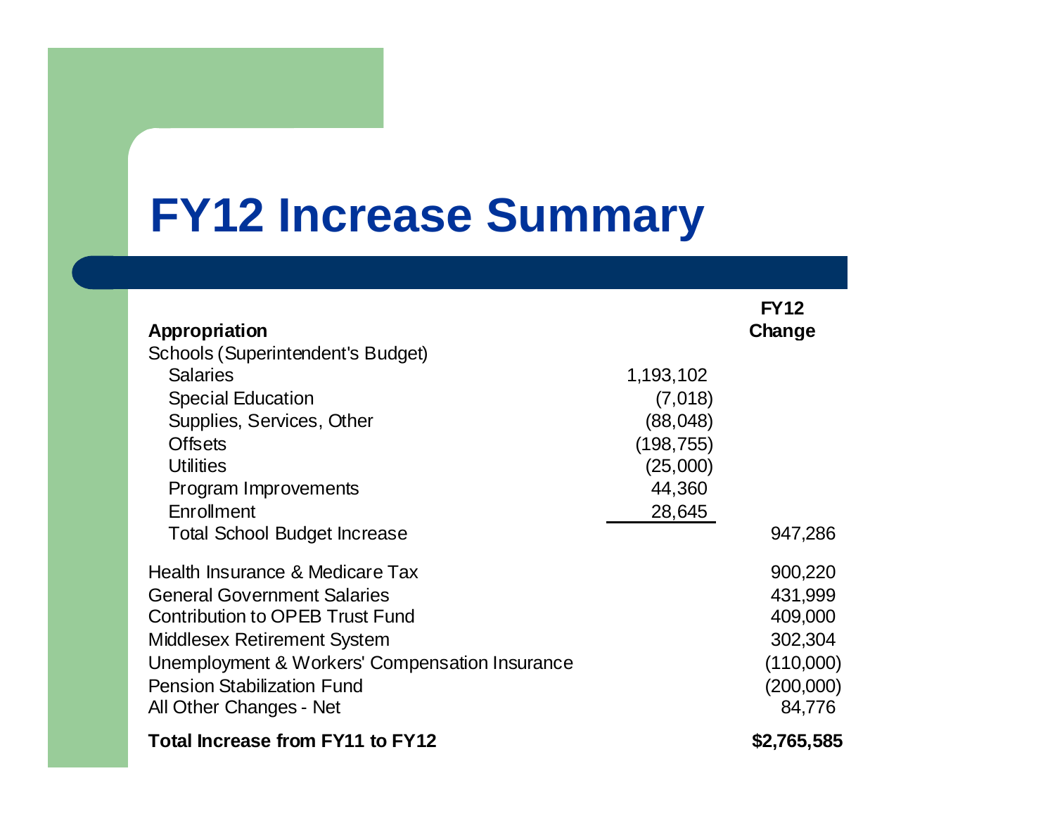# FY12 Increase Summary

| Appropriation | | FY12 Change |
|---|---|---|
| Schools (Superintendent's Budget) | | |
| Salaries | 1,193,102 | |
| Special Education | (7,018) | |
| Supplies, Services, Other | (88,048) | |
| Offsets | (198,755) | |
| Utilities | (25,000) | |
| Program Improvements | 44,360 | |
| Enrollment | 28,645 | |
| Total School Budget Increase | | 947,286 |
| Health Insurance & Medicare Tax | | 900,220 |
| General Government Salaries | | 431,999 |
| Contribution to OPEB Trust Fund | | 409,000 |
| Middlesex Retirement System | | 302,304 |
| Unemployment & Workers' Compensation Insurance | | (110,000) |
| Pension Stabilization Fund | | (200,000) |
| All Other Changes - Net | | 84,776 |
| **Total Increase from FY11 to FY12** | | **$2,765,585** |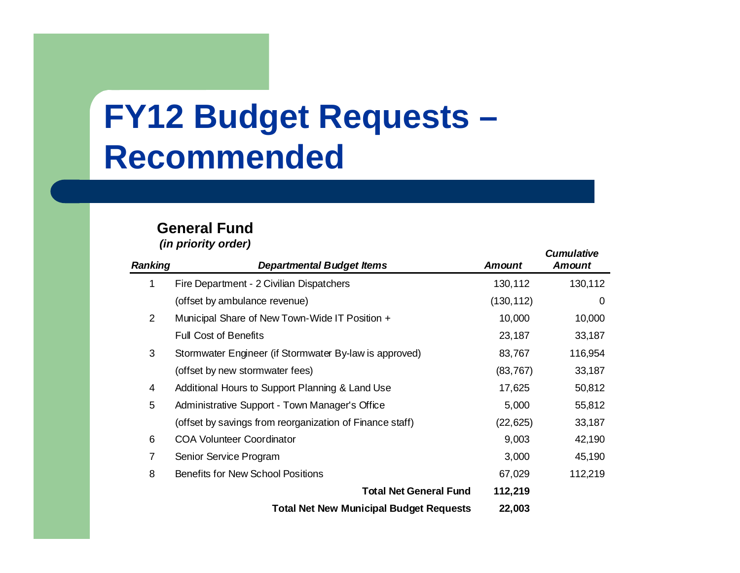# FY12 Budget Requests – Recommended

**General Fund**

***(in priority order)***

| *Ranking* | *Departmental Budget Items* | *Amount* | *Cumulative Amount* |
|---|---|---|---|
| 1 | Fire Department - 2 Civilian Dispatchers | 130,112 | 130,112 |
| | (offset by ambulance revenue) | (130,112) | 0 |
| 2 | Municipal Share of New Town-Wide IT Position + | 10,000 | 10,000 |
| | Full Cost of Benefits | 23,187 | 33,187 |
| 3 | Stormwater Engineer (if Stormwater By-law is approved) | 83,767 | 116,954 |
| | (offset by new stormwater fees) | (83,767) | 33,187 |
| 4 | Additional Hours to Support Planning & Land Use | 17,625 | 50,812 |
| 5 | Administrative Support - Town Manager's Office | 5,000 | 55,812 |
| | (offset by savings from reorganization of Finance staff) | (22,625) | 33,187 |
| 6 | COA Volunteer Coordinator | 9,003 | 42,190 |
| 7 | Senior Service Program | 3,000 | 45,190 |
| 8 | Benefits for New School Positions | 67,029 | 112,219 |
| | **Total Net General Fund** | **112,219** | |
| | **Total Net New Municipal Budget Requests** | **22,003** | |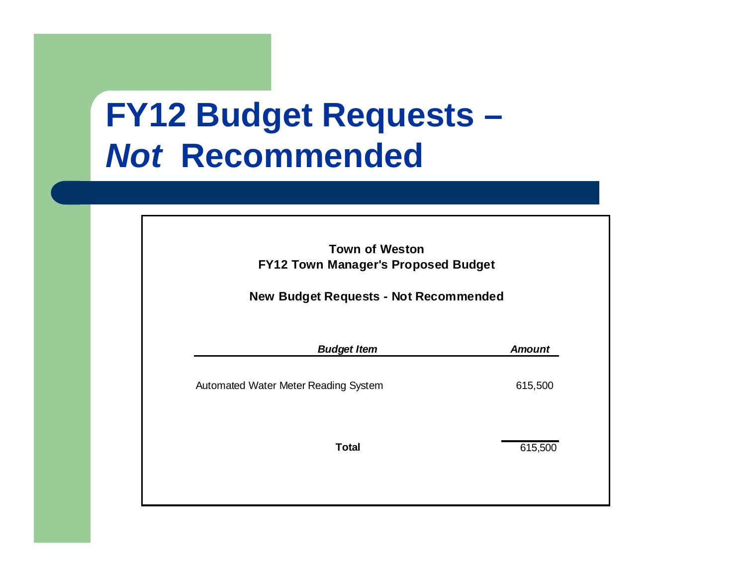# FY12 Budget Requests – *Not* Recommended

**Town of Weston**
**FY12 Town Manager's Proposed Budget**

**New Budget Requests - Not Recommended**

| *Budget Item* | *Amount* |
| --- | --- |
| Automated Water Meter Reading System | 615,500 |
| **Total** | 615,500 |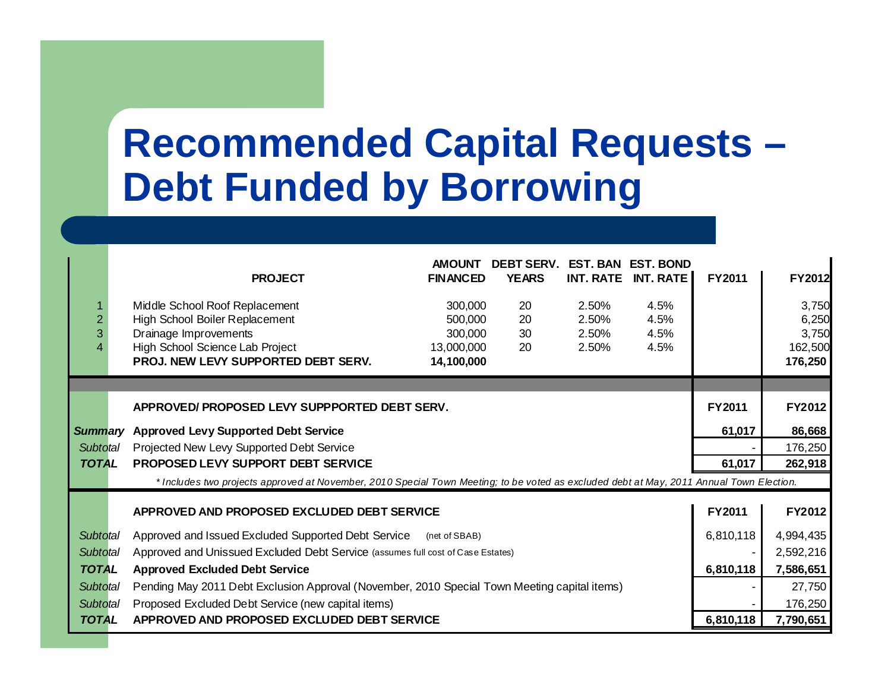# Recommended Capital Requests – Debt Funded by Borrowing

| | PROJECT | AMOUNT FINANCED | DEBT SERV. YEARS | EST. BAN INT. RATE | EST. BOND INT. RATE | FY2011 | FY2012 |
|---|---|---|---|---|---|---|---|
| 1 | Middle School Roof Replacement | 300,000 | 20 | 2.50% | 4.5% | | 3,750 |
| 2 | High School Boiler Replacement | 500,000 | 20 | 2.50% | 4.5% | | 6,250 |
| 3 | Drainage Improvements | 300,000 | 30 | 2.50% | 4.5% | | 3,750 |
| 4 | High School Science Lab Project | 13,000,000 | 20 | 2.50% | 4.5% | | 162,500 |
| | **PROJ. NEW LEVY SUPPORTED DEBT SERV.** | **14,100,000** | | | | | **176,250** |

| | APPROVED/ PROPOSED LEVY SUPPPORTED DEBT SERV. | FY2011 | FY2012 |
|---|---|---|---|
| ***Summary*** | **Approved Levy Supported Debt Service** | **61,017** | **86,668** |
| *Subtotal* | Projected New Levy Supported Debt Service | - | 176,250 |
| ***TOTAL*** | **PROPOSED LEVY SUPPORT DEBT SERVICE** | **61,017** | **262,918** |

*\* Includes two projects approved at November, 2010 Special Town Meeting; to be voted as excluded debt at May, 2011 Annual Town Election.*

| | APPROVED AND PROPOSED EXCLUDED DEBT SERVICE | FY2011 | FY2012 |
|---|---|---|---|
| *Subtotal* | Approved and Issued Excluded Supported Debt Service (net of SBAB) | 6,810,118 | 4,994,435 |
| *Subtotal* | Approved and Unissued Excluded Debt Service (assumes full cost of Case Estates) | - | 2,592,216 |
| ***TOTAL*** | **Approved Excluded Debt Service** | **6,810,118** | **7,586,651** |
| *Subtotal* | Pending May 2011 Debt Exclusion Approval (November, 2010 Special Town Meeting capital items) | - | 27,750 |
| *Subtotal* | Proposed Excluded Debt Service (new capital items) | - | 176,250 |
| ***TOTAL*** | **APPROVED AND PROPOSED EXCLUDED DEBT SERVICE** | **6,810,118** | **7,790,651** |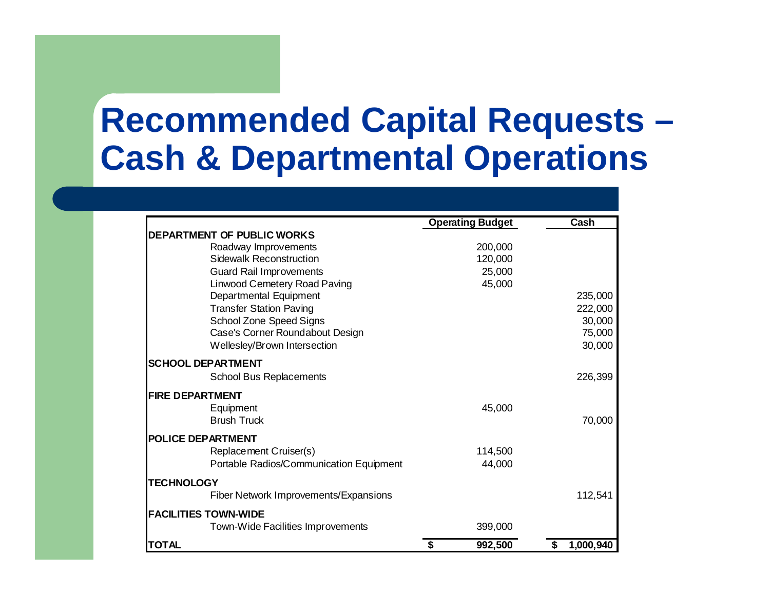# Recommended Capital Requests – Cash & Departmental Operations

| | Operating Budget | Cash |
|---|---|---|
| **DEPARTMENT OF PUBLIC WORKS** | | |
| Roadway Improvements | 200,000 | |
| Sidewalk Reconstruction | 120,000 | |
| Guard Rail Improvements | 25,000 | |
| Linwood Cemetery Road Paving | 45,000 | |
| Departmental Equipment | | 235,000 |
| Transfer Station Paving | | 222,000 |
| School Zone Speed Signs | | 30,000 |
| Case's Corner Roundabout Design | | 75,000 |
| Wellesley/Brown Intersection | | 30,000 |
| **SCHOOL DEPARTMENT** | | |
| School Bus Replacements | | 226,399 |
| **FIRE DEPARTMENT** | | |
| Equipment | 45,000 | |
| Brush Truck | | 70,000 |
| **POLICE DEPARTMENT** | | |
| Replacement Cruiser(s) | 114,500 | |
| Portable Radios/Communication Equipment | 44,000 | |
| **TECHNOLOGY** | | |
| Fiber Network Improvements/Expansions | | 112,541 |
| **FACILITIES TOWN-WIDE** | | |
| Town-Wide Facilities Improvements | 399,000 | |
| **TOTAL** | **$ 992,500** | **$ 1,000,940** |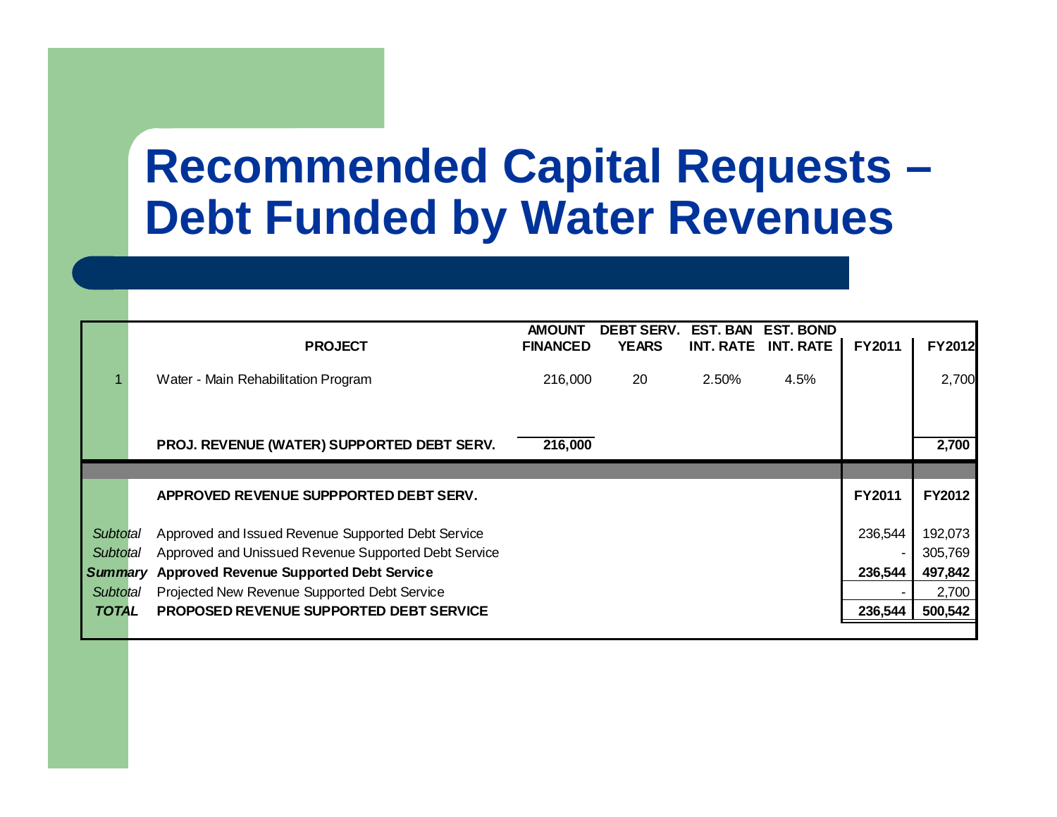# Recommended Capital Requests – Debt Funded by Water Revenues

| | PROJECT | AMOUNT FINANCED | DEBT SERV. YEARS | EST. BAN INT. RATE | EST. BOND INT. RATE | FY2011 | FY2012 |
|---|---|---|---|---|---|---|---|
| 1 | Water - Main Rehabilitation Program | 216,000 | 20 | 2.50% | 4.5% | | 2,700 |
| | **PROJ. REVENUE (WATER) SUPPORTED DEBT SERV.** | **216,000** | | | | | **2,700** |

| | APPROVED REVENUE SUPPPORTED DEBT SERV. | FY2011 | FY2012 |
|---|---|---|---|
| *Subtotal* | Approved and Issued Revenue Supported Debt Service | 236,544 | 192,073 |
| *Subtotal* | Approved and Unissued Revenue Supported Debt Service | - | 305,769 |
| ***Summary*** | **Approved Revenue Supported Debt Service** | **236,544** | **497,842** |
| *Subtotal* | Projected New Revenue Supported Debt Service | - | 2,700 |
| ***TOTAL*** | **PROPOSED REVENUE SUPPORTED DEBT SERVICE** | **236,544** | **500,542** |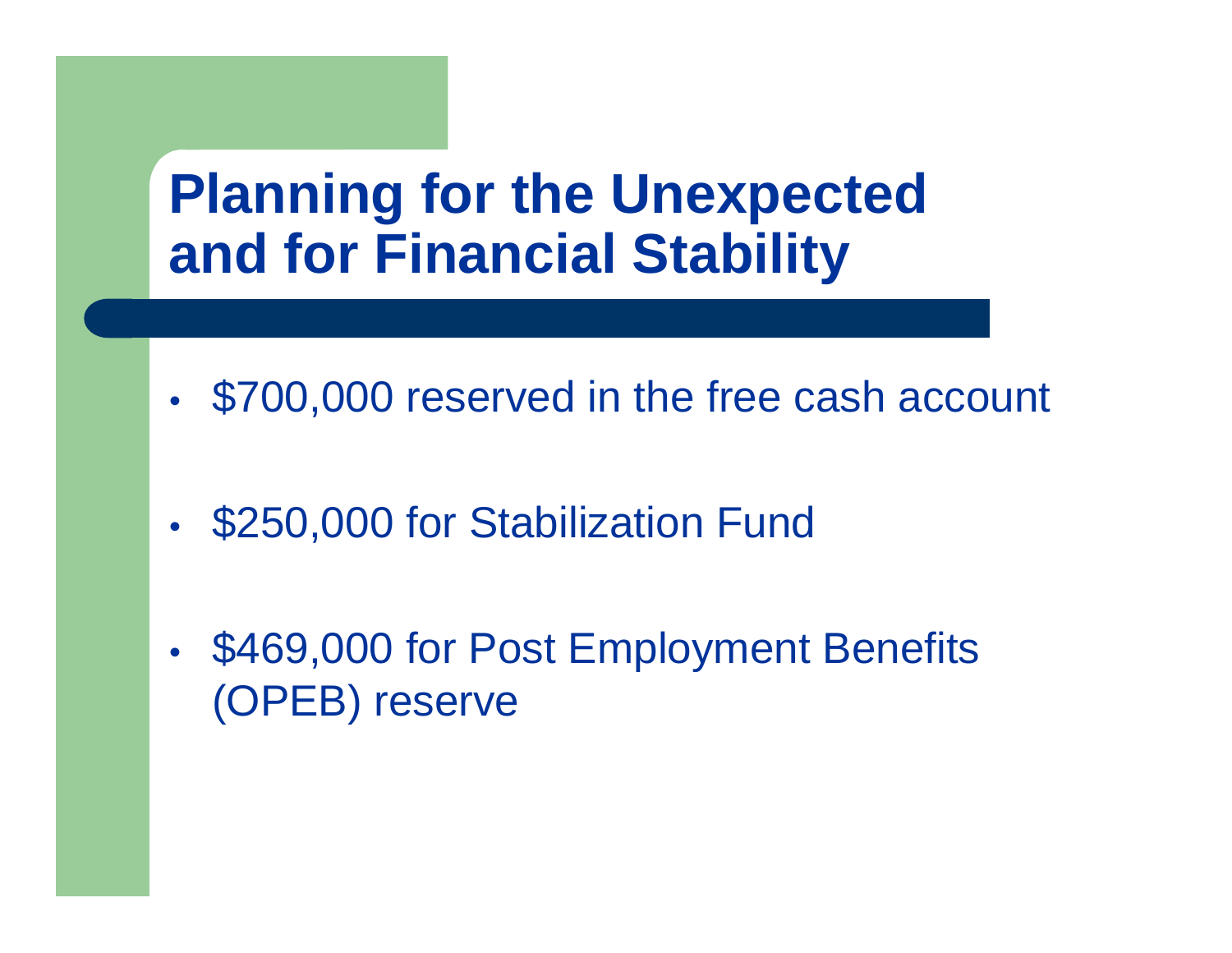# Planning for the Unexpected and for Financial Stability

- $700,000 reserved in the free cash account
- $250,000 for Stabilization Fund
- $469,000 for Post Employment Benefits (OPEB) reserve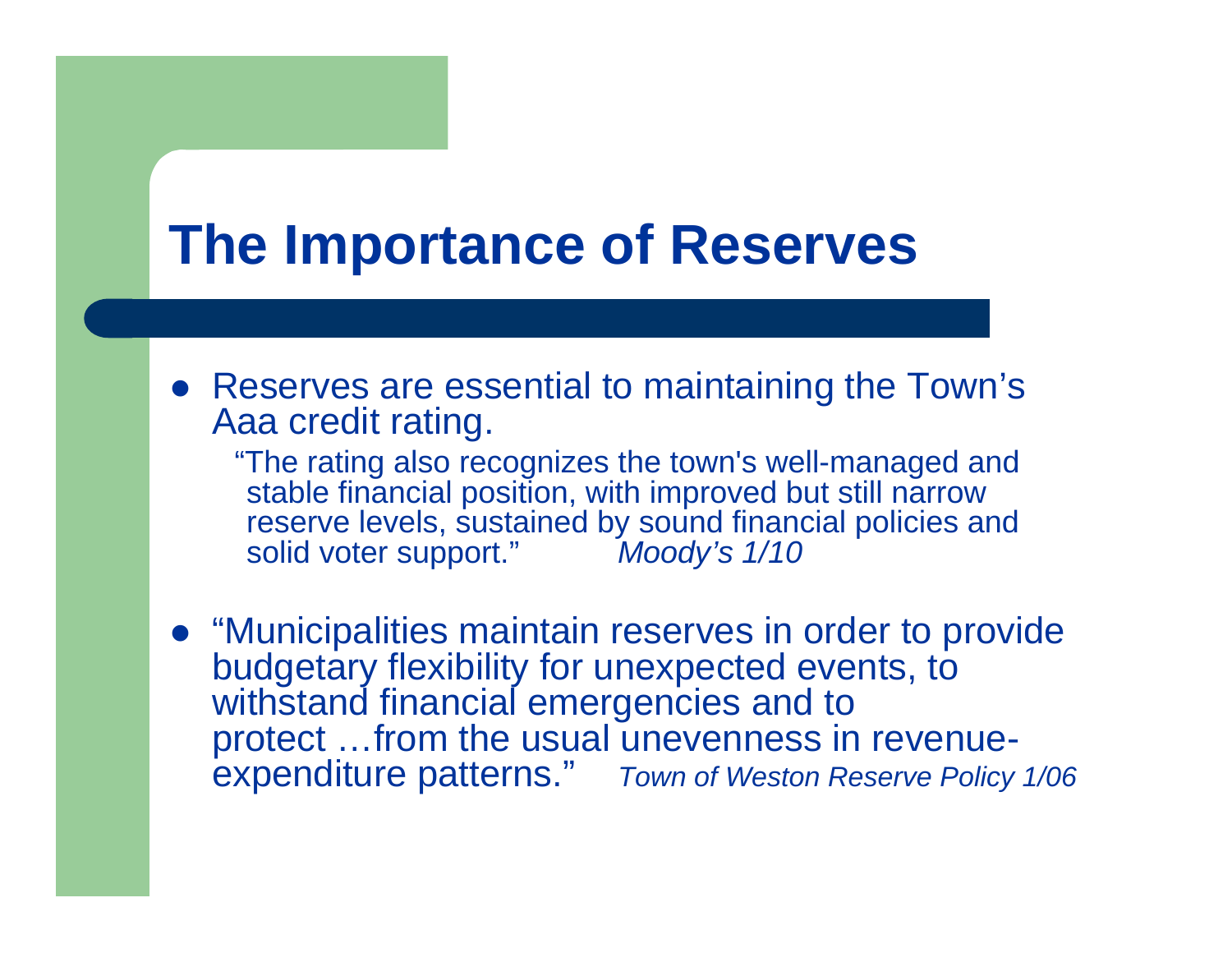# The Importance of Reserves

- Reserves are essential to maintaining the Town's Aaa credit rating.

  "The rating also recognizes the town's well-managed and stable financial position, with improved but still narrow reserve levels, sustained by sound financial policies and solid voter support." *Moody's 1/10*

- "Municipalities maintain reserves in order to provide budgetary flexibility for unexpected events, to withstand financial emergencies and to protect …from the usual unevenness in revenue-expenditure patterns." *Town of Weston Reserve Policy 1/06*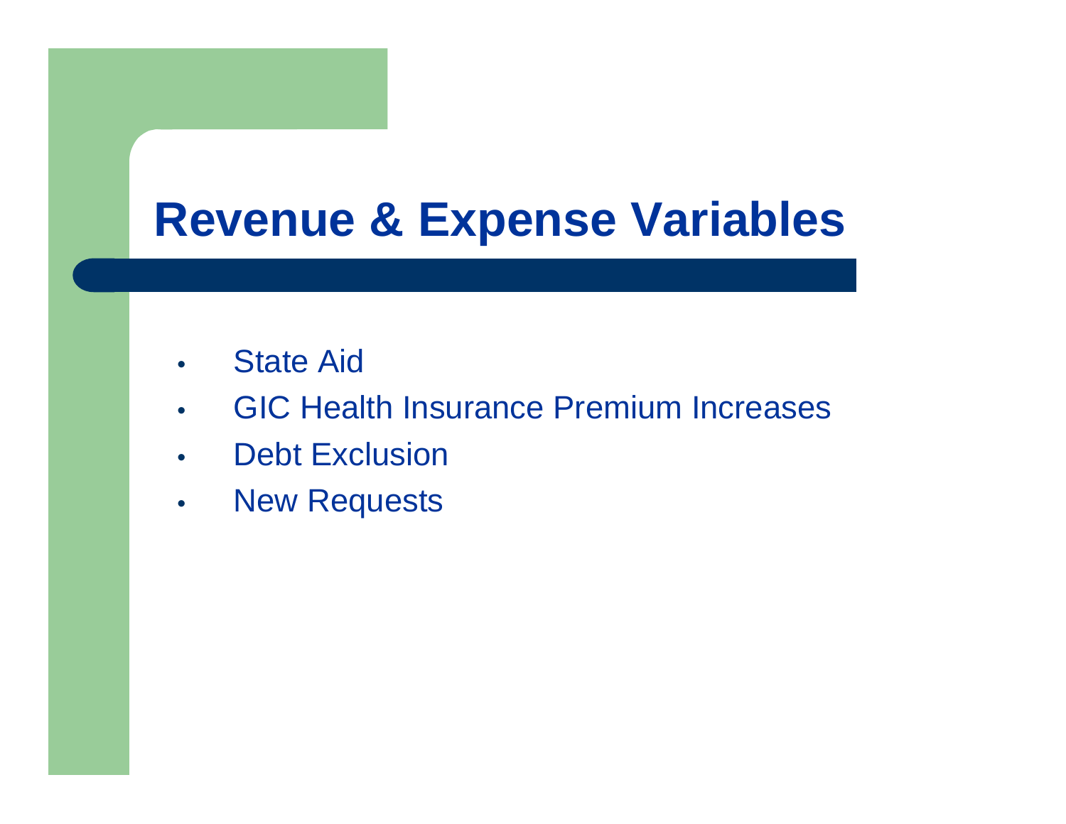# Revenue & Expense Variables

- State Aid
- GIC Health Insurance Premium Increases
- Debt Exclusion
- New Requests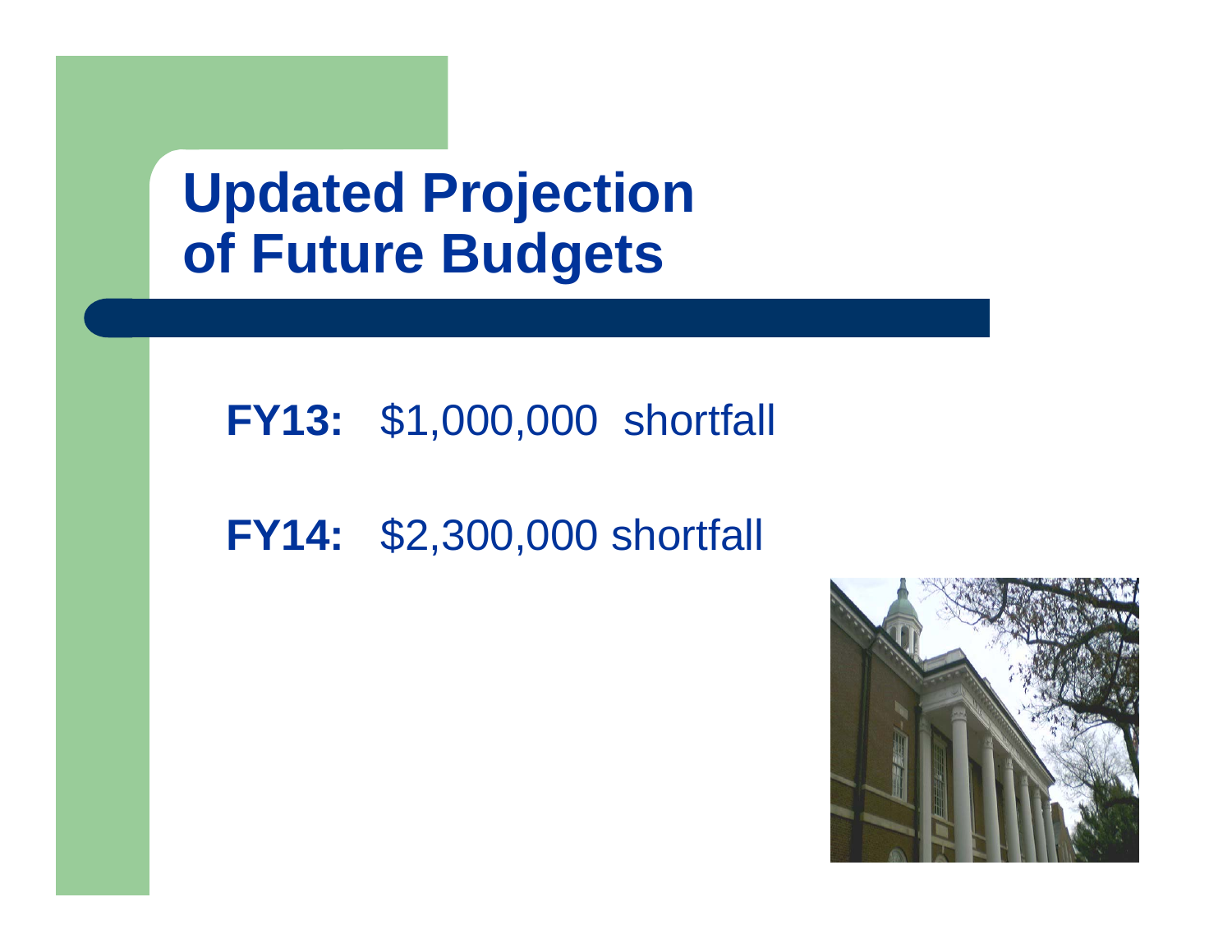# Updated Projection of Future Budgets

**FY13:** $1,000,000 shortfall

**FY14:** $2,300,000 shortfall